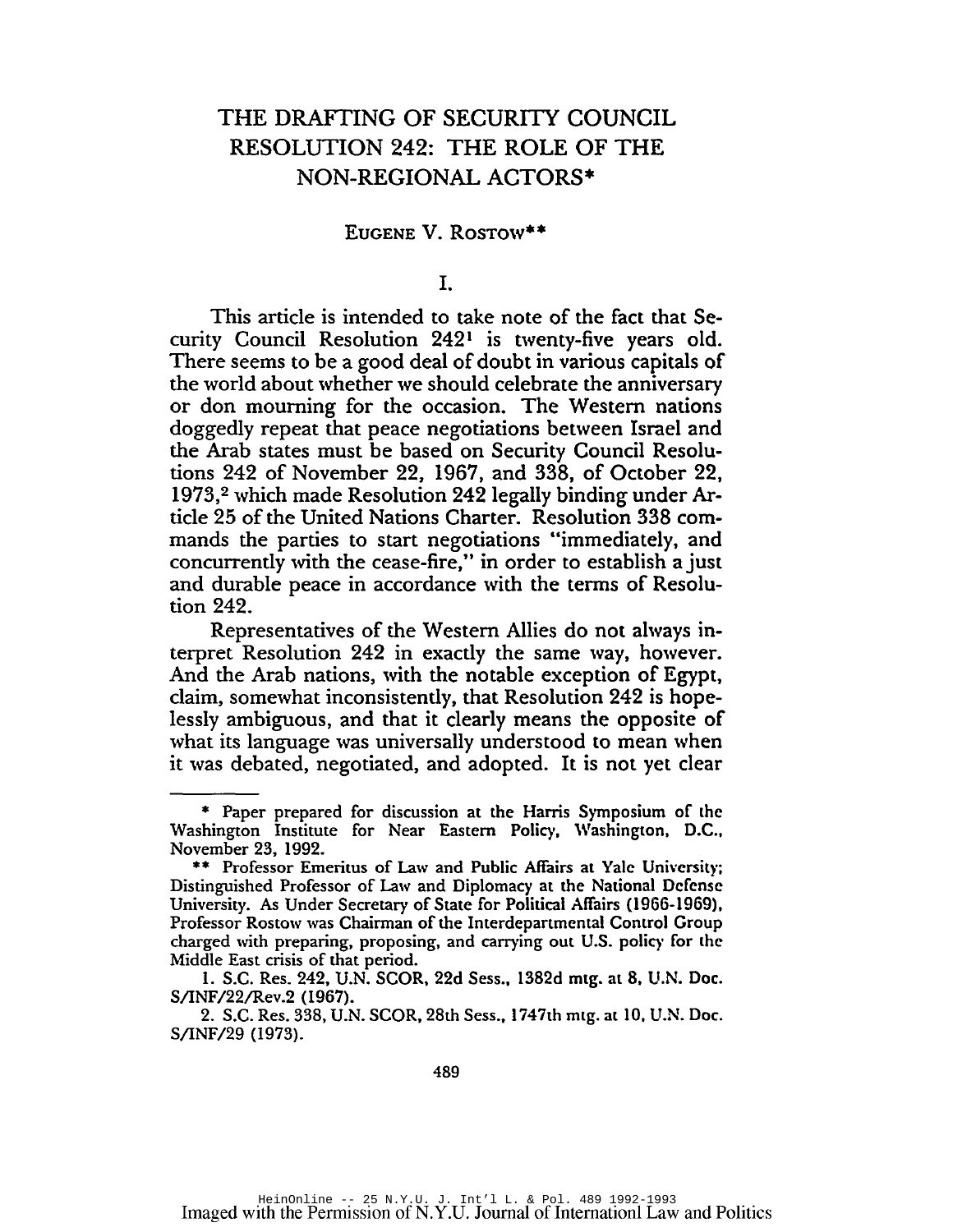# THE DRAFTING OF SECURITY COUNCIL RESOLUTION 242: THE ROLE OF THE NON-REGIONAL ACTORS*

EUGENE V. ROSTOW**

## I.

This article is intended to take note of the fact that Security Council Resolution 242[1] is twenty-five years old. There seems to be a good deal of doubt in various capitals of the world about whether we should celebrate the anniversary or don mourning for the occasion. The Western nations doggedly repeat that peace negotiations between Israel and the Arab states must be based on Security Council Resolutions 242 of November 22, 1967, and 338, of October 22, 1973,[2] which made Resolution 242 legally binding under Article 25 of the United Nations Charter. Resolution 338 commands the parties to start negotiations "immediately, and concurrently with the cease-fire," in order to establish a just and durable peace in accordance with the terms of Resolution 242.

Representatives of the Western Allies do not always interpret Resolution 242 in exactly the same way, however. And the Arab nations, with the notable exception of Egypt, claim, somewhat inconsistently, that Resolution 242 is hopelessly ambiguous, and that it clearly means the opposite of what its language was universally understood to mean when it was debated, negotiated, and adopted. It is not yet clear

---

\* Paper prepared for discussion at the Harris Symposium of the Washington Institute for Near Eastern Policy, Washington, D.C., November 23, 1992.

\*\* Professor Emeritus of Law and Public Affairs at Yale University; Distinguished Professor of Law and Diplomacy at the National Defense University. As Under Secretary of State for Political Affairs (1966-1969), Professor Rostow was Chairman of the Interdepartmental Control Group charged with preparing, proposing, and carrying out U.S. policy for the Middle East crisis of that period.

1. S.C. Res. 242, U.N. SCOR, 22d Sess., 1382d mtg. at 8, U.N. Doc. S/INF/22/Rev.2 (1967).

2. S.C. Res. 338, U.N. SCOR, 28th Sess., 1747th mtg. at 10, U.N. Doc. S/INF/29 (1973).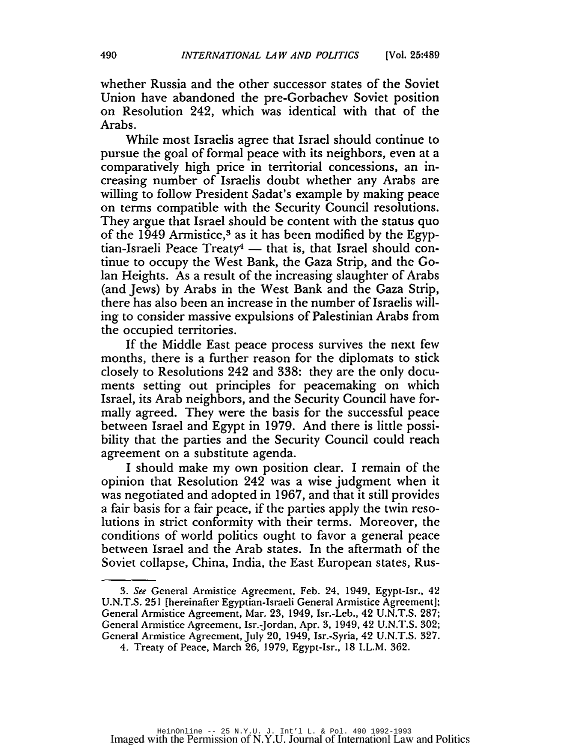whether Russia and the other successor states of the Soviet Union have abandoned the pre-Gorbachev Soviet position on Resolution 242, which was identical with that of the Arabs.

While most Israelis agree that Israel should continue to pursue the goal of formal peace with its neighbors, even at a comparatively high price in territorial concessions, an increasing number of Israelis doubt whether any Arabs are willing to follow President Sadat's example by making peace on terms compatible with the Security Council resolutions. They argue that Israel should be content with the status quo of the 1949 Armistice,[3] as it has been modified by the Egyptian-Israeli Peace Treaty[4] — that is, that Israel should continue to occupy the West Bank, the Gaza Strip, and the Golan Heights. As a result of the increasing slaughter of Arabs (and Jews) by Arabs in the West Bank and the Gaza Strip, there has also been an increase in the number of Israelis willing to consider massive expulsions of Palestinian Arabs from the occupied territories.

If the Middle East peace process survives the next few months, there is a further reason for the diplomats to stick closely to Resolutions 242 and 338: they are the only documents setting out principles for peacemaking on which Israel, its Arab neighbors, and the Security Council have formally agreed. They were the basis for the successful peace between Israel and Egypt in 1979. And there is little possibility that the parties and the Security Council could reach agreement on a substitute agenda.

I should make my own position clear. I remain of the opinion that Resolution 242 was a wise judgment when it was negotiated and adopted in 1967, and that it still provides a fair basis for a fair peace, if the parties apply the twin resolutions in strict conformity with their terms. Moreover, the conditions of world politics ought to favor a general peace between Israel and the Arab states. In the aftermath of the Soviet collapse, China, India, the East European states, Rus-

---

3. *See* General Armistice Agreement, Feb. 24, 1949, Egypt-Isr., 42 U.N.T.S. 251 [hereinafter Egyptian-Israeli General Armistice Agreement]; General Armistice Agreement, Mar. 23, 1949, Isr.-Leb., 42 U.N.T.S. 287; General Armistice Agreement, Isr.-Jordan, Apr. 3, 1949, 42 U.N.T.S. 302; General Armistice Agreement, July 20, 1949, Isr.-Syria, 42 U.N.T.S. 327.

4. Treaty of Peace, March 26, 1979, Egypt-Isr., 18 I.L.M. 362.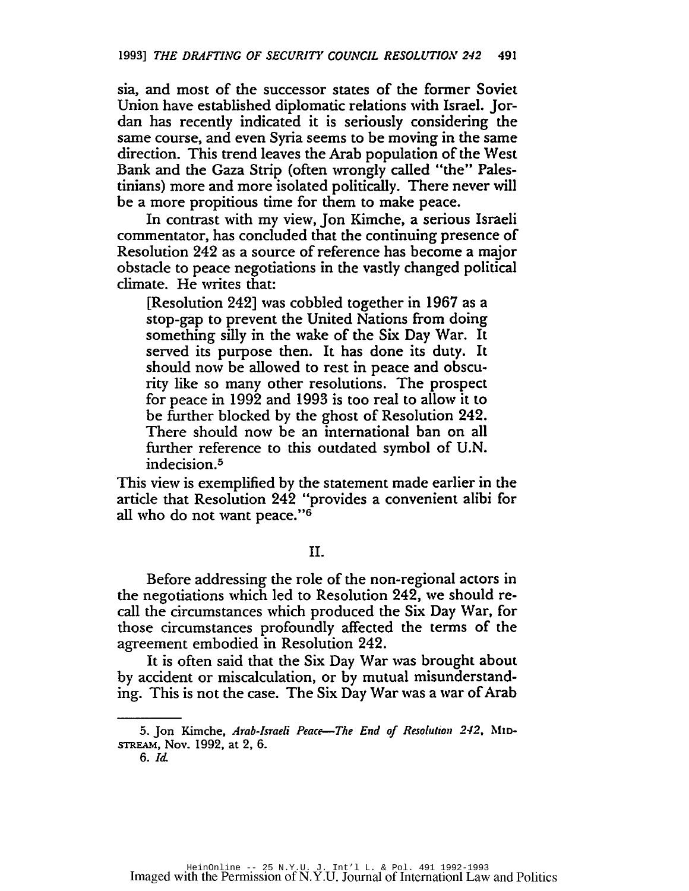sia, and most of the successor states of the former Soviet Union have established diplomatic relations with Israel. Jordan has recently indicated it is seriously considering the same course, and even Syria seems to be moving in the same direction. This trend leaves the Arab population of the West Bank and the Gaza Strip (often wrongly called "the" Palestinians) more and more isolated politically. There never will be a more propitious time for them to make peace.

In contrast with my view, Jon Kimche, a serious Israeli commentator, has concluded that the continuing presence of Resolution 242 as a source of reference has become a major obstacle to peace negotiations in the vastly changed political climate. He writes that:

> [Resolution 242] was cobbled together in 1967 as a stop-gap to prevent the United Nations from doing something silly in the wake of the Six Day War. It served its purpose then. It has done its duty. It should now be allowed to rest in peace and obscurity like so many other resolutions. The prospect for peace in 1992 and 1993 is too real to allow it to be further blocked by the ghost of Resolution 242. There should now be an international ban on all further reference to this outdated symbol of U.N. indecision.[5]

This view is exemplified by the statement made earlier in the article that Resolution 242 "provides a convenient alibi for all who do not want peace."[6]

## II.

Before addressing the role of the non-regional actors in the negotiations which led to Resolution 242, we should recall the circumstances which produced the Six Day War, for those circumstances profoundly affected the terms of the agreement embodied in Resolution 242.

It is often said that the Six Day War was brought about by accident or miscalculation, or by mutual misunderstanding. This is not the case. The Six Day War was a war of Arab

---

5. Jon Kimche, *Arab-Israeli Peace—The End of Resolution 242*, MIDSTREAM, Nov. 1992, at 2, 6.

6. *Id.*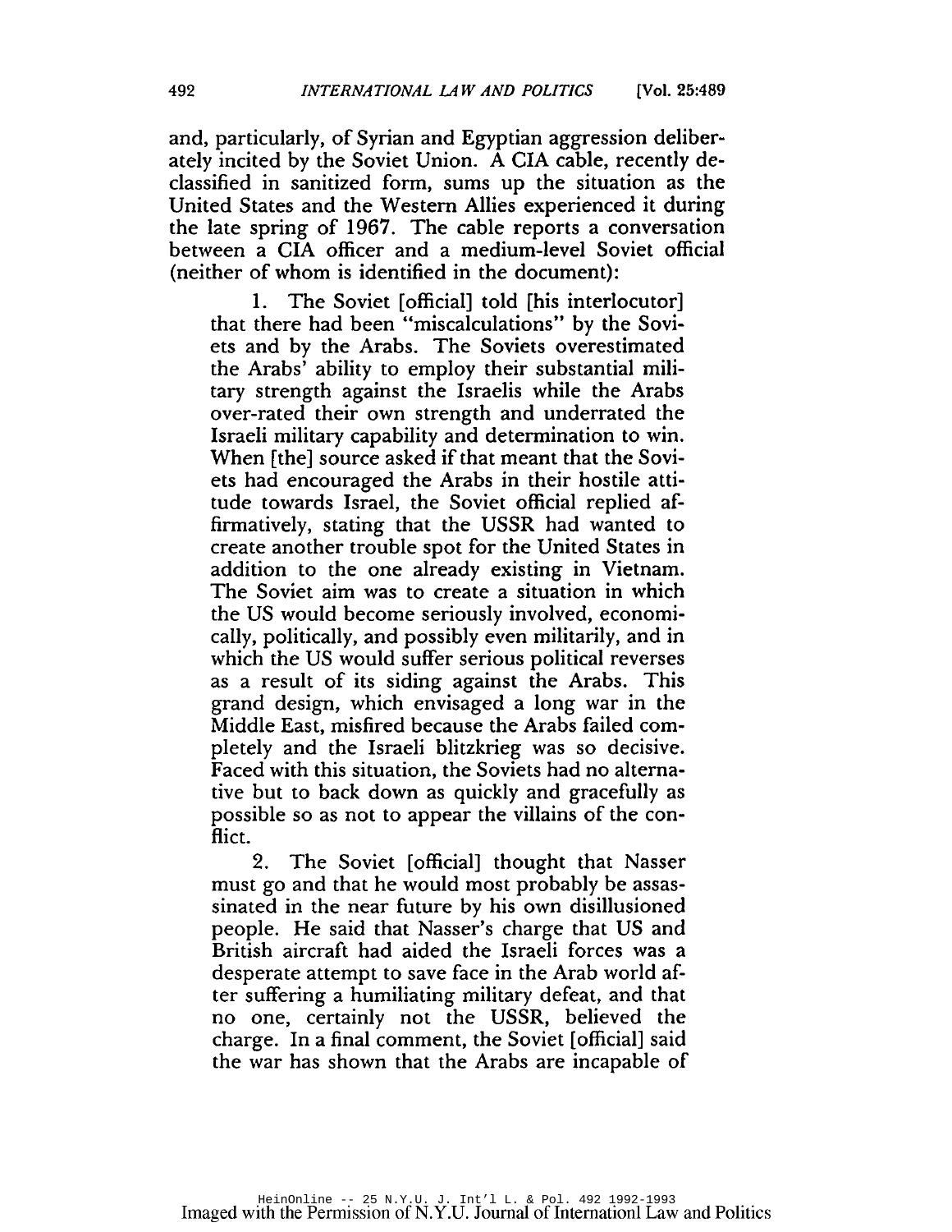and, particularly, of Syrian and Egyptian aggression deliberately incited by the Soviet Union. A CIA cable, recently declassified in sanitized form, sums up the situation as the United States and the Western Allies experienced it during the late spring of 1967. The cable reports a conversation between a CIA officer and a medium-level Soviet official (neither of whom is identified in the document):

> 1. The Soviet [official] told [his interlocutor] that there had been "miscalculations" by the Soviets and by the Arabs. The Soviets overestimated the Arabs' ability to employ their substantial military strength against the Israelis while the Arabs over-rated their own strength and underrated the Israeli military capability and determination to win. When [the] source asked if that meant that the Soviets had encouraged the Arabs in their hostile attitude towards Israel, the Soviet official replied affirmatively, stating that the USSR had wanted to create another trouble spot for the United States in addition to the one already existing in Vietnam. The Soviet aim was to create a situation in which the US would become seriously involved, economically, politically, and possibly even militarily, and in which the US would suffer serious political reverses as a result of its siding against the Arabs. This grand design, which envisaged a long war in the Middle East, misfired because the Arabs failed completely and the Israeli blitzkrieg was so decisive. Faced with this situation, the Soviets had no alternative but to back down as quickly and gracefully as possible so as not to appear the villains of the conflict.
>
> 2. The Soviet [official] thought that Nasser must go and that he would most probably be assassinated in the near future by his own disillusioned people. He said that Nasser's charge that US and British aircraft had aided the Israeli forces was a desperate attempt to save face in the Arab world after suffering a humiliating military defeat, and that no one, certainly not the USSR, believed the charge. In a final comment, the Soviet [official] said the war has shown that the Arabs are incapable of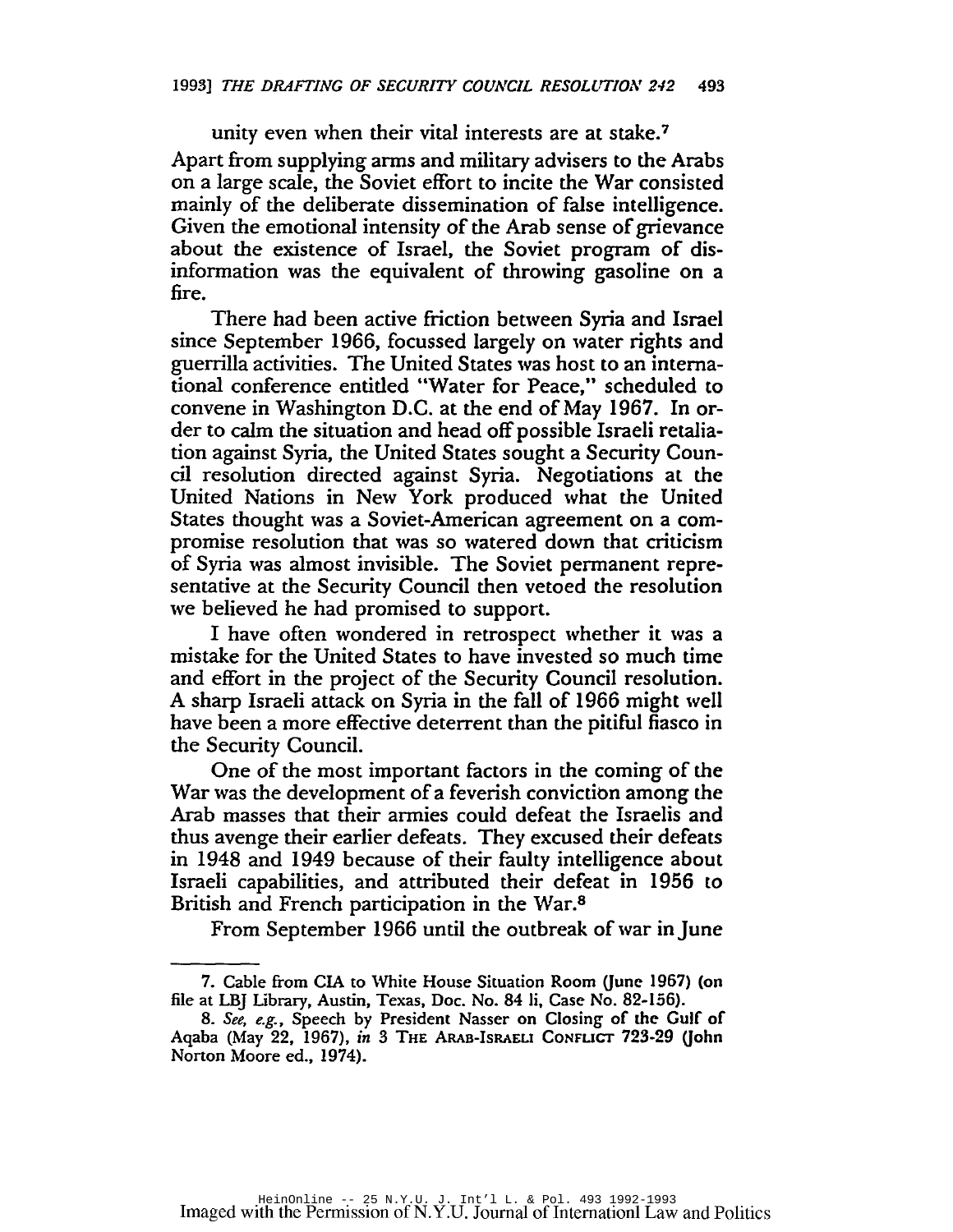unity even when their vital interests are at stake.[7]

Apart from supplying arms and military advisers to the Arabs on a large scale, the Soviet effort to incite the War consisted mainly of the deliberate dissemination of false intelligence. Given the emotional intensity of the Arab sense of grievance about the existence of Israel, the Soviet program of disinformation was the equivalent of throwing gasoline on a fire.

There had been active friction between Syria and Israel since September 1966, focussed largely on water rights and guerrilla activities. The United States was host to an international conference entitled "Water for Peace," scheduled to convene in Washington D.C. at the end of May 1967. In order to calm the situation and head off possible Israeli retaliation against Syria, the United States sought a Security Council resolution directed against Syria. Negotiations at the United Nations in New York produced what the United States thought was a Soviet-American agreement on a compromise resolution that was so watered down that criticism of Syria was almost invisible. The Soviet permanent representative at the Security Council then vetoed the resolution we believed he had promised to support.

I have often wondered in retrospect whether it was a mistake for the United States to have invested so much time and effort in the project of the Security Council resolution. A sharp Israeli attack on Syria in the fall of 1966 might well have been a more effective deterrent than the pitiful fiasco in the Security Council.

One of the most important factors in the coming of the War was the development of a feverish conviction among the Arab masses that their armies could defeat the Israelis and thus avenge their earlier defeats. They excused their defeats in 1948 and 1949 because of their faulty intelligence about Israeli capabilities, and attributed their defeat in 1956 to British and French participation in the War.[8]

From September 1966 until the outbreak of war in June

---

7. Cable from CIA to White House Situation Room (June 1967) (on file at LBJ Library, Austin, Texas, Doc. No. 84 li, Case No. 82-156).

8. *See, e.g.*, Speech by President Nasser on Closing of the Gulf of Aqaba (May 22, 1967), *in* 3 THE ARAB-ISRAELI CONFLICT 723-29 (John Norton Moore ed., 1974).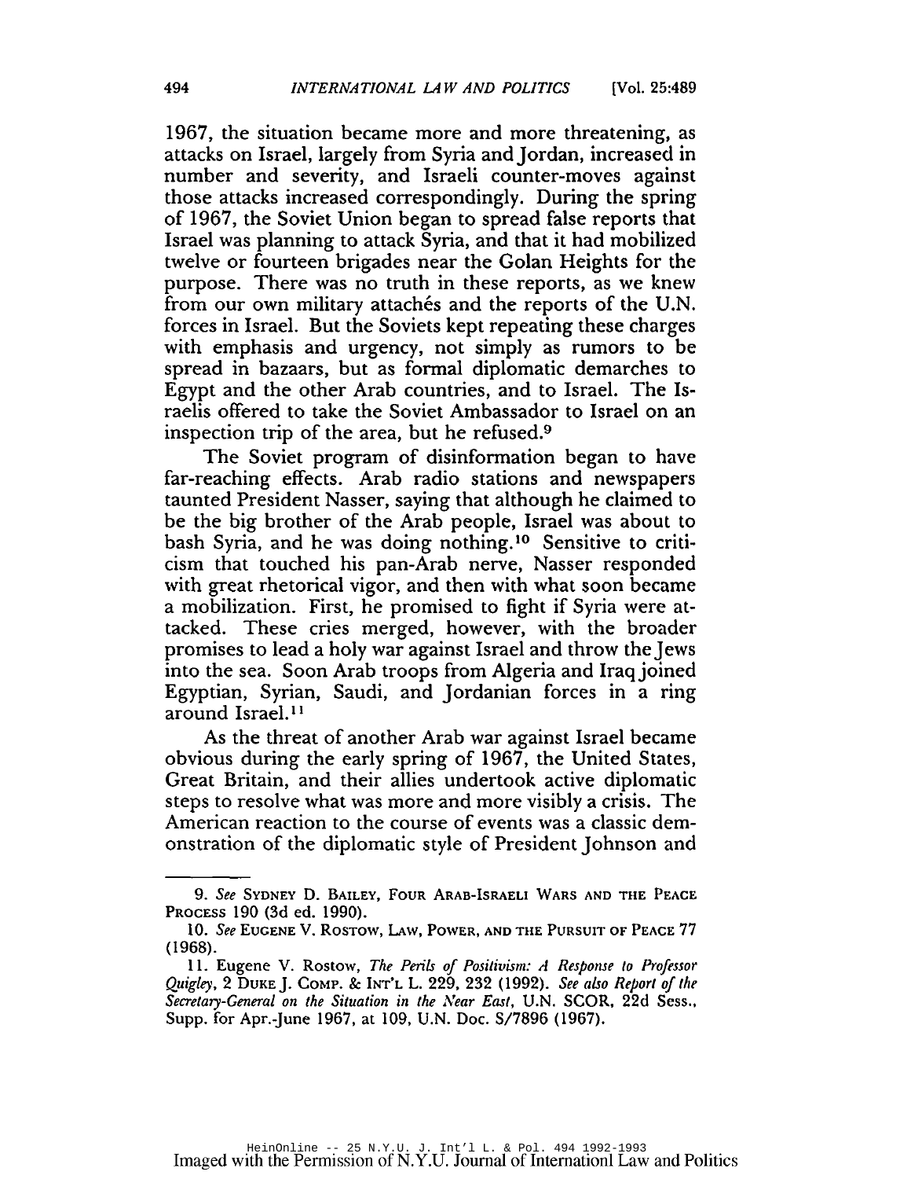1967, the situation became more and more threatening, as attacks on Israel, largely from Syria and Jordan, increased in number and severity, and Israeli counter-moves against those attacks increased correspondingly. During the spring of 1967, the Soviet Union began to spread false reports that Israel was planning to attack Syria, and that it had mobilized twelve or fourteen brigades near the Golan Heights for the purpose. There was no truth in these reports, as we knew from our own military attachés and the reports of the U.N. forces in Israel. But the Soviets kept repeating these charges with emphasis and urgency, not simply as rumors to be spread in bazaars, but as formal diplomatic demarches to Egypt and the other Arab countries, and to Israel. The Israelis offered to take the Soviet Ambassador to Israel on an inspection trip of the area, but he refused.[9]

The Soviet program of disinformation began to have far-reaching effects. Arab radio stations and newspapers taunted President Nasser, saying that although he claimed to be the big brother of the Arab people, Israel was about to bash Syria, and he was doing nothing.[10] Sensitive to criticism that touched his pan-Arab nerve, Nasser responded with great rhetorical vigor, and then with what soon became a mobilization. First, he promised to fight if Syria were attacked. These cries merged, however, with the broader promises to lead a holy war against Israel and throw the Jews into the sea. Soon Arab troops from Algeria and Iraq joined Egyptian, Syrian, Saudi, and Jordanian forces in a ring around Israel.[11]

As the threat of another Arab war against Israel became obvious during the early spring of 1967, the United States, Great Britain, and their allies undertook active diplomatic steps to resolve what was more and more visibly a crisis. The American reaction to the course of events was a classic demonstration of the diplomatic style of President Johnson and

---

9. *See* SYDNEY D. BAILEY, FOUR ARAB-ISRAELI WARS AND THE PEACE PROCESS 190 (3d ed. 1990).

10. *See* EUGENE V. ROSTOW, LAW, POWER, AND THE PURSUIT OF PEACE 77 (1968).

11. Eugene V. Rostow, *The Perils of Positivism: A Response to Professor Quigley*, 2 DUKE J. COMP. & INT'L L. 229, 232 (1992). *See also Report of the Secretary-General on the Situation in the Near East*, U.N. SCOR, 22d Sess., Supp. for Apr.-June 1967, at 109, U.N. Doc. S/7896 (1967).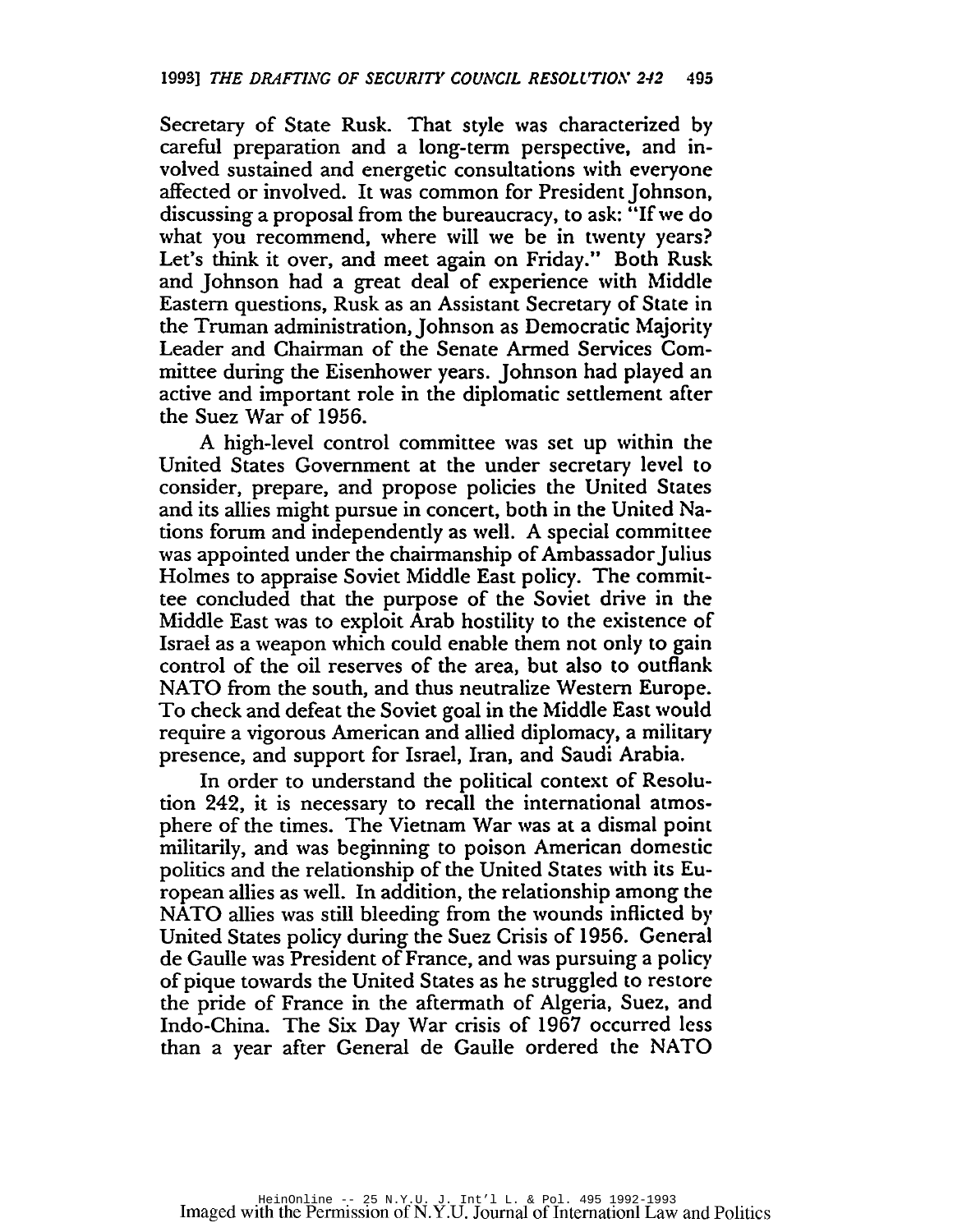Secretary of State Rusk. That style was characterized by careful preparation and a long-term perspective, and involved sustained and energetic consultations with everyone affected or involved. It was common for President Johnson, discussing a proposal from the bureaucracy, to ask: "If we do what you recommend, where will we be in twenty years? Let's think it over, and meet again on Friday." Both Rusk and Johnson had a great deal of experience with Middle Eastern questions, Rusk as an Assistant Secretary of State in the Truman administration, Johnson as Democratic Majority Leader and Chairman of the Senate Armed Services Committee during the Eisenhower years. Johnson had played an active and important role in the diplomatic settlement after the Suez War of 1956.

A high-level control committee was set up within the United States Government at the under secretary level to consider, prepare, and propose policies the United States and its allies might pursue in concert, both in the United Nations forum and independently as well. A special committee was appointed under the chairmanship of Ambassador Julius Holmes to appraise Soviet Middle East policy. The committee concluded that the purpose of the Soviet drive in the Middle East was to exploit Arab hostility to the existence of Israel as a weapon which could enable them not only to gain control of the oil reserves of the area, but also to outflank NATO from the south, and thus neutralize Western Europe. To check and defeat the Soviet goal in the Middle East would require a vigorous American and allied diplomacy, a military presence, and support for Israel, Iran, and Saudi Arabia.

In order to understand the political context of Resolution 242, it is necessary to recall the international atmosphere of the times. The Vietnam War was at a dismal point militarily, and was beginning to poison American domestic politics and the relationship of the United States with its European allies as well. In addition, the relationship among the NATO allies was still bleeding from the wounds inflicted by United States policy during the Suez Crisis of 1956. General de Gaulle was President of France, and was pursuing a policy of pique towards the United States as he struggled to restore the pride of France in the aftermath of Algeria, Suez, and Indo-China. The Six Day War crisis of 1967 occurred less than a year after General de Gaulle ordered the NATO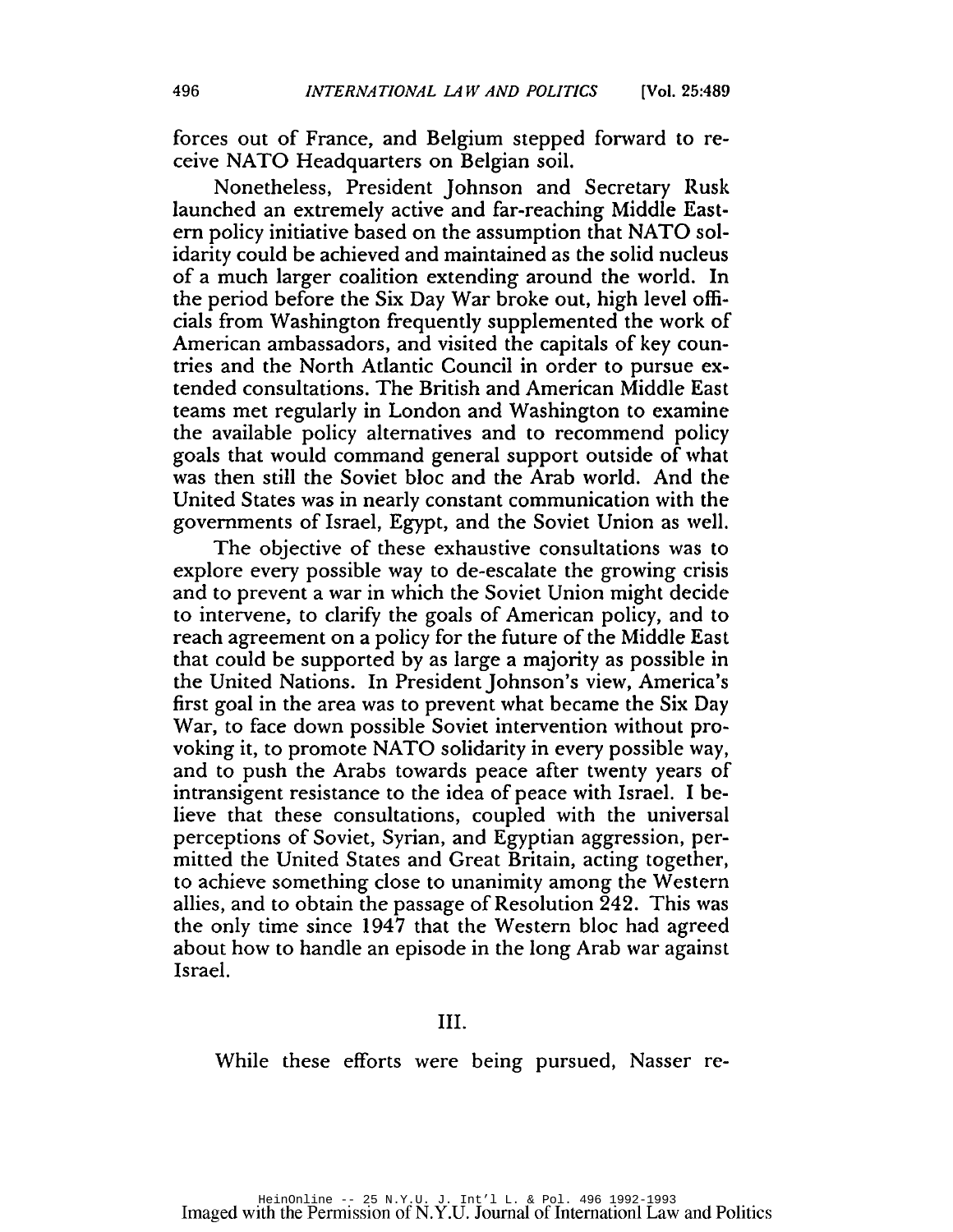forces out of France, and Belgium stepped forward to receive NATO Headquarters on Belgian soil.

Nonetheless, President Johnson and Secretary Rusk launched an extremely active and far-reaching Middle Eastern policy initiative based on the assumption that NATO solidarity could be achieved and maintained as the solid nucleus of a much larger coalition extending around the world. In the period before the Six Day War broke out, high level officials from Washington frequently supplemented the work of American ambassadors, and visited the capitals of key countries and the North Atlantic Council in order to pursue extended consultations. The British and American Middle East teams met regularly in London and Washington to examine the available policy alternatives and to recommend policy goals that would command general support outside of what was then still the Soviet bloc and the Arab world. And the United States was in nearly constant communication with the governments of Israel, Egypt, and the Soviet Union as well.

The objective of these exhaustive consultations was to explore every possible way to de-escalate the growing crisis and to prevent a war in which the Soviet Union might decide to intervene, to clarify the goals of American policy, and to reach agreement on a policy for the future of the Middle East that could be supported by as large a majority as possible in the United Nations. In President Johnson's view, America's first goal in the area was to prevent what became the Six Day War, to face down possible Soviet intervention without provoking it, to promote NATO solidarity in every possible way, and to push the Arabs towards peace after twenty years of intransigent resistance to the idea of peace with Israel. I believe that these consultations, coupled with the universal perceptions of Soviet, Syrian, and Egyptian aggression, permitted the United States and Great Britain, acting together, to achieve something close to unanimity among the Western allies, and to obtain the passage of Resolution 242. This was the only time since 1947 that the Western bloc had agreed about how to handle an episode in the long Arab war against Israel.

## III.

While these efforts were being pursued, Nasser re-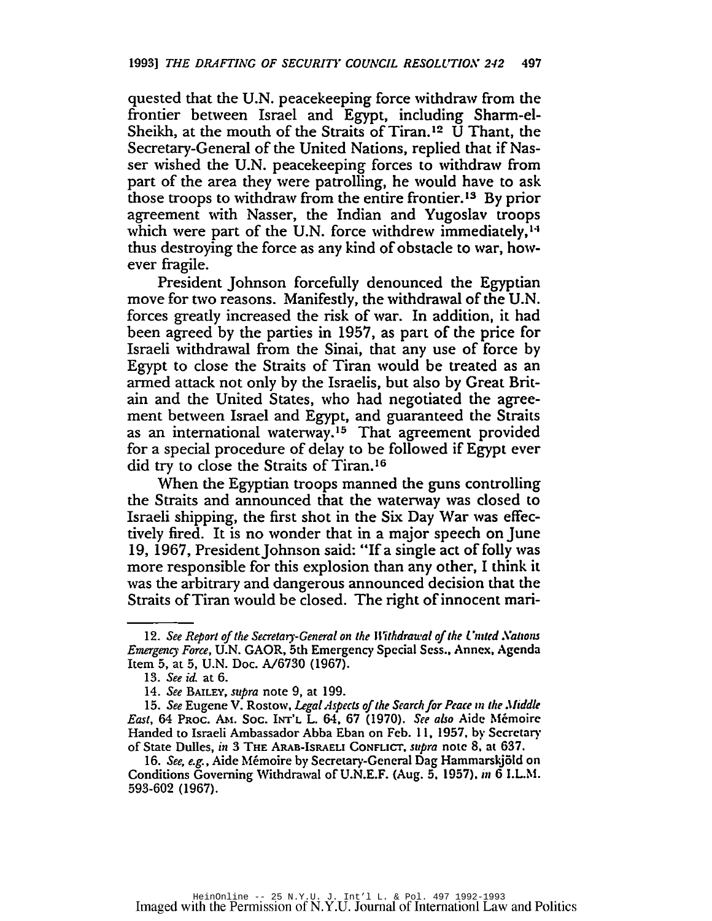quested that the U.N. peacekeeping force withdraw from the frontier between Israel and Egypt, including Sharm-el-Sheikh, at the mouth of the Straits of Tiran.[12] U Thant, the Secretary-General of the United Nations, replied that if Nasser wished the U.N. peacekeeping forces to withdraw from part of the area they were patrolling, he would have to ask those troops to withdraw from the entire frontier.[13] By prior agreement with Nasser, the Indian and Yugoslav troops which were part of the U.N. force withdrew immediately,[14] thus destroying the force as any kind of obstacle to war, however fragile.

President Johnson forcefully denounced the Egyptian move for two reasons. Manifestly, the withdrawal of the U.N. forces greatly increased the risk of war. In addition, it had been agreed by the parties in 1957, as part of the price for Israeli withdrawal from the Sinai, that any use of force by Egypt to close the Straits of Tiran would be treated as an armed attack not only by the Israelis, but also by Great Britain and the United States, who had negotiated the agreement between Israel and Egypt, and guaranteed the Straits as an international waterway.[15] That agreement provided for a special procedure of delay to be followed if Egypt ever did try to close the Straits of Tiran.[16]

When the Egyptian troops manned the guns controlling the Straits and announced that the waterway was closed to Israeli shipping, the first shot in the Six Day War was effectively fired. It is no wonder that in a major speech on June 19, 1967, President Johnson said: "If a single act of folly was more responsible for this explosion than any other, I think it was the arbitrary and dangerous announced decision that the Straits of Tiran would be closed. The right of innocent mari-

---

12. *See Report of the Secretary-General on the Withdrawal of the United Nations Emergency Force*, U.N. GAOR, 5th Emergency Special Sess., Annex, Agenda Item 5, at 5, U.N. Doc. A/6730 (1967).

13. *See id.* at 6.

14. *See* BAILEY, *supra* note 9, at 199.

15. *See* Eugene V. Rostow, *Legal Aspects of the Search for Peace in the Middle East*, 64 PROC. AM. SOC. INT'L L. 64, 67 (1970). *See also* Aide Mémoire Handed to Israeli Ambassador Abba Eban on Feb. 11, 1957, by Secretary of State Dulles, *in* 3 THE ARAB-ISRAELI CONFLICT, *supra* note 8, at 637.

16. *See, e.g.*, Aide Mémoire by Secretary-General Dag Hammarskjöld on Conditions Governing Withdrawal of U.N.E.F. (Aug. 5, 1957), *in* 6 I.L.M. 593-602 (1967).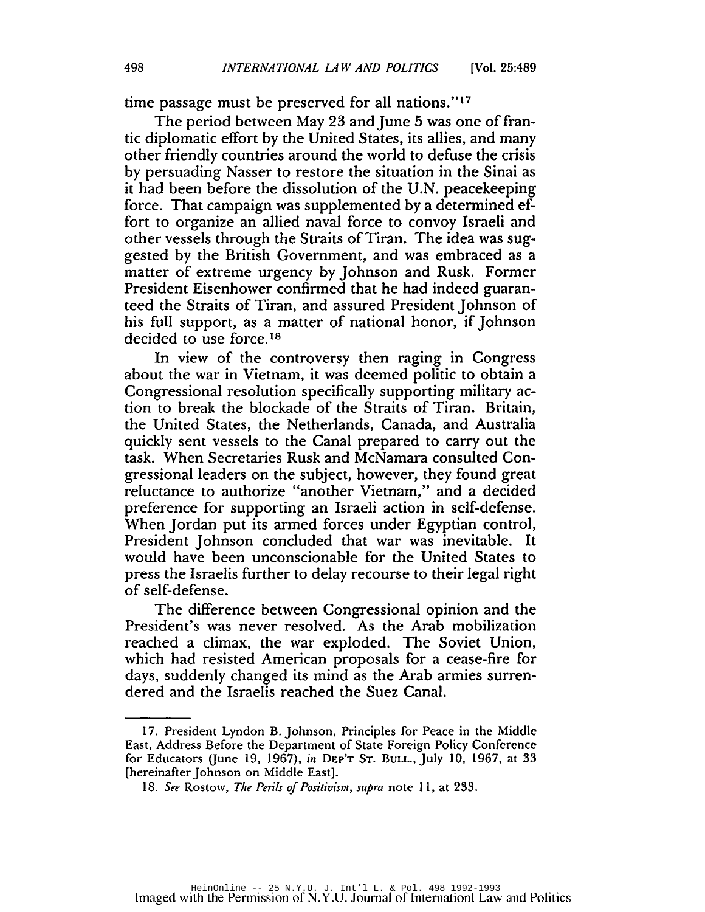time passage must be preserved for all nations."[17]

The period between May 23 and June 5 was one of frantic diplomatic effort by the United States, its allies, and many other friendly countries around the world to defuse the crisis by persuading Nasser to restore the situation in the Sinai as it had been before the dissolution of the U.N. peacekeeping force. That campaign was supplemented by a determined effort to organize an allied naval force to convoy Israeli and other vessels through the Straits of Tiran. The idea was suggested by the British Government, and was embraced as a matter of extreme urgency by Johnson and Rusk. Former President Eisenhower confirmed that he had indeed guaranteed the Straits of Tiran, and assured President Johnson of his full support, as a matter of national honor, if Johnson decided to use force.[18]

In view of the controversy then raging in Congress about the war in Vietnam, it was deemed politic to obtain a Congressional resolution specifically supporting military action to break the blockade of the Straits of Tiran. Britain, the United States, the Netherlands, Canada, and Australia quickly sent vessels to the Canal prepared to carry out the task. When Secretaries Rusk and McNamara consulted Congressional leaders on the subject, however, they found great reluctance to authorize "another Vietnam," and a decided preference for supporting an Israeli action in self-defense. When Jordan put its armed forces under Egyptian control, President Johnson concluded that war was inevitable. It would have been unconscionable for the United States to press the Israelis further to delay recourse to their legal right of self-defense.

The difference between Congressional opinion and the President's was never resolved. As the Arab mobilization reached a climax, the war exploded. The Soviet Union, which had resisted American proposals for a cease-fire for days, suddenly changed its mind as the Arab armies surrendered and the Israelis reached the Suez Canal.

---

17. President Lyndon B. Johnson, Principles for Peace in the Middle East, Address Before the Department of State Foreign Policy Conference for Educators (June 19, 1967), *in* DEP'T ST. BULL., July 10, 1967, at 33 [hereinafter Johnson on Middle East].

18. *See* Rostow, *The Perils of Positivism*, *supra* note 11, at 233.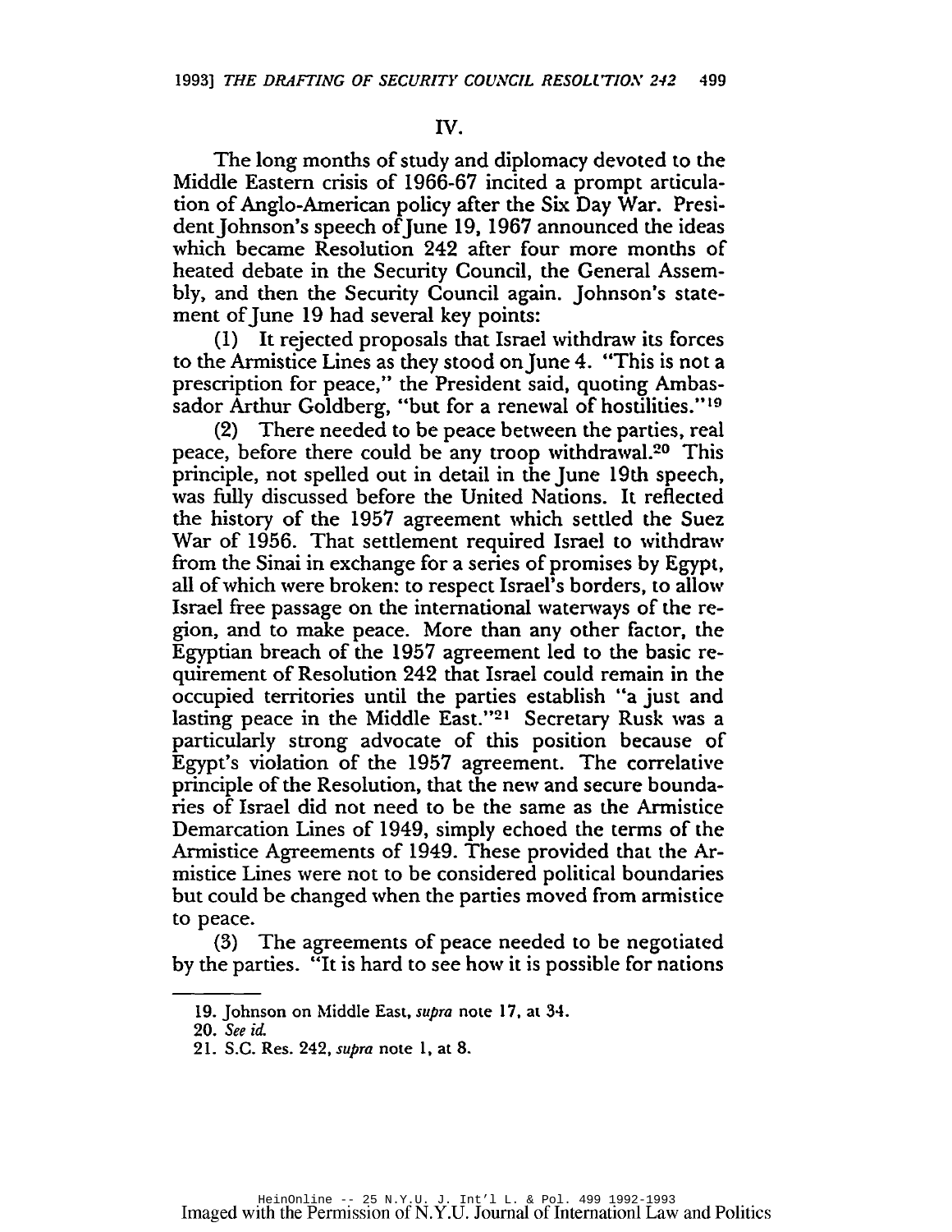IV.

The long months of study and diplomacy devoted to the Middle Eastern crisis of 1966-67 incited a prompt articulation of Anglo-American policy after the Six Day War. President Johnson's speech of June 19, 1967 announced the ideas which became Resolution 242 after four more months of heated debate in the Security Council, the General Assembly, and then the Security Council again. Johnson's statement of June 19 had several key points:

(1) It rejected proposals that Israel withdraw its forces to the Armistice Lines as they stood on June 4. "This is not a prescription for peace," the President said, quoting Ambassador Arthur Goldberg, "but for a renewal of hostilities."[19]

(2) There needed to be peace between the parties, real peace, before there could be any troop withdrawal.[20] This principle, not spelled out in detail in the June 19th speech, was fully discussed before the United Nations. It reflected the history of the 1957 agreement which settled the Suez War of 1956. That settlement required Israel to withdraw from the Sinai in exchange for a series of promises by Egypt, all of which were broken: to respect Israel's borders, to allow Israel free passage on the international waterways of the region, and to make peace. More than any other factor, the Egyptian breach of the 1957 agreement led to the basic requirement of Resolution 242 that Israel could remain in the occupied territories until the parties establish "a just and lasting peace in the Middle East."[21] Secretary Rusk was a particularly strong advocate of this position because of Egypt's violation of the 1957 agreement. The correlative principle of the Resolution, that the new and secure boundaries of Israel did not need to be the same as the Armistice Demarcation Lines of 1949, simply echoed the terms of the Armistice Agreements of 1949. These provided that the Armistice Lines were not to be considered political boundaries but could be changed when the parties moved from armistice to peace.

(3) The agreements of peace needed to be negotiated by the parties. "It is hard to see how it is possible for nations

---

19. Johnson on Middle East, *supra* note 17, at 34.

20. *See id.*

21. S.C. Res. 242, *supra* note 1, at 8.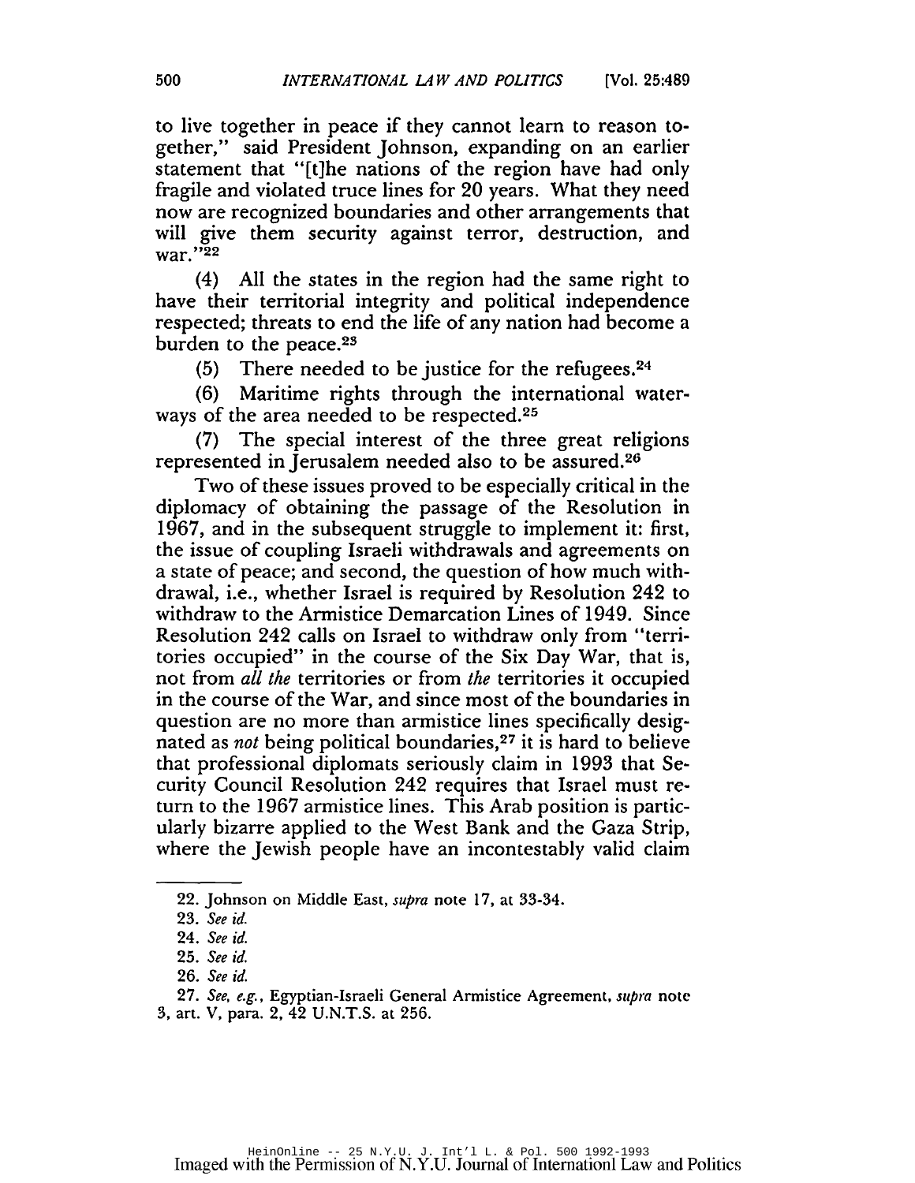to live together in peace if they cannot learn to reason together," said President Johnson, expanding on an earlier statement that "[t]he nations of the region have had only fragile and violated truce lines for 20 years. What they need now are recognized boundaries and other arrangements that will give them security against terror, destruction, and war."[22]

(4) All the states in the region had the same right to have their territorial integrity and political independence respected; threats to end the life of any nation had become a burden to the peace.[23]

(5) There needed to be justice for the refugees.[24]

(6) Maritime rights through the international waterways of the area needed to be respected.[25]

(7) The special interest of the three great religions represented in Jerusalem needed also to be assured.[26]

Two of these issues proved to be especially critical in the diplomacy of obtaining the passage of the Resolution in 1967, and in the subsequent struggle to implement it: first, the issue of coupling Israeli withdrawals and agreements on a state of peace; and second, the question of how much withdrawal, i.e., whether Israel is required by Resolution 242 to withdraw to the Armistice Demarcation Lines of 1949. Since Resolution 242 calls on Israel to withdraw only from "territories occupied" in the course of the Six Day War, that is, not from *all the* territories or from *the* territories it occupied in the course of the War, and since most of the boundaries in question are no more than armistice lines specifically designated as *not* being political boundaries,[27] it is hard to believe that professional diplomats seriously claim in 1993 that Security Council Resolution 242 requires that Israel must return to the 1967 armistice lines. This Arab position is particularly bizarre applied to the West Bank and the Gaza Strip, where the Jewish people have an incontestably valid claim

---

22. Johnson on Middle East, *supra* note 17, at 33-34.

23. *See id.*

24. *See id.*

25. *See id.*

26. *See id.*

27. *See, e.g.*, Egyptian-Israeli General Armistice Agreement, *supra* note 3, art. V, para. 2, 42 U.N.T.S. at 256.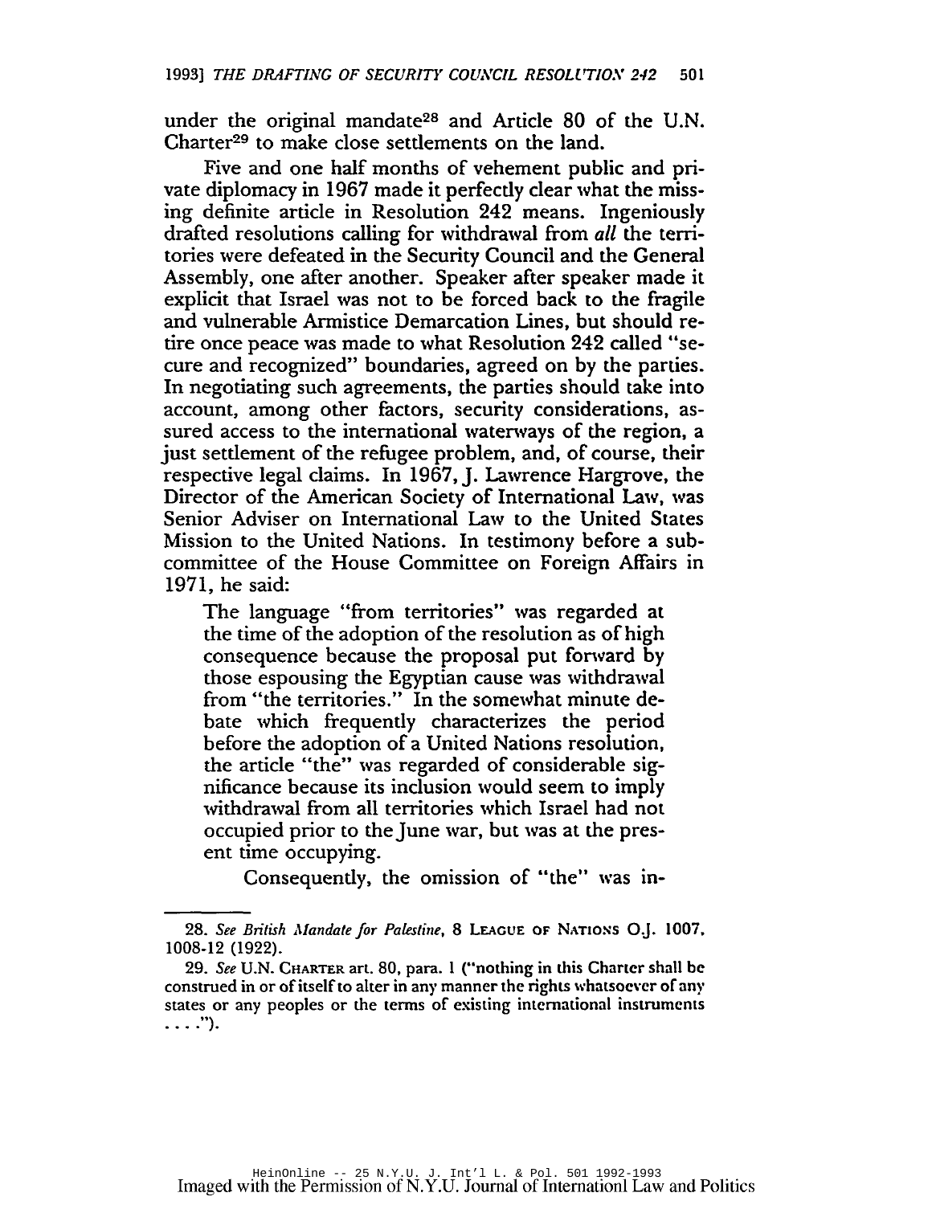under the original mandate[28] and Article 80 of the U.N. Charter[29] to make close settlements on the land.

Five and one half months of vehement public and private diplomacy in 1967 made it perfectly clear what the missing definite article in Resolution 242 means. Ingeniously drafted resolutions calling for withdrawal from *all* the territories were defeated in the Security Council and the General Assembly, one after another. Speaker after speaker made it explicit that Israel was not to be forced back to the fragile and vulnerable Armistice Demarcation Lines, but should retire once peace was made to what Resolution 242 called "secure and recognized" boundaries, agreed on by the parties. In negotiating such agreements, the parties should take into account, among other factors, security considerations, assured access to the international waterways of the region, a just settlement of the refugee problem, and, of course, their respective legal claims. In 1967, J. Lawrence Hargrove, the Director of the American Society of International Law, was Senior Adviser on International Law to the United States Mission to the United Nations. In testimony before a subcommittee of the House Committee on Foreign Affairs in 1971, he said:

> The language "from territories" was regarded at the time of the adoption of the resolution as of high consequence because the proposal put forward by those espousing the Egyptian cause was withdrawal from "the territories." In the somewhat minute debate which frequently characterizes the period before the adoption of a United Nations resolution, the article "the" was regarded of considerable significance because its inclusion would seem to imply withdrawal from all territories which Israel had not occupied prior to the June war, but was at the present time occupying.
>
> Consequently, the omission of "the" was in-

---

28. *See British Mandate for Palestine*, 8 LEAGUE OF NATIONS O.J. 1007, 1008-12 (1922).

29. *See* U.N. CHARTER art. 80, para. 1 ("nothing in this Charter shall be construed in or of itself to alter in any manner the rights whatsoever of any states or any peoples or the terms of existing international instruments . . . .").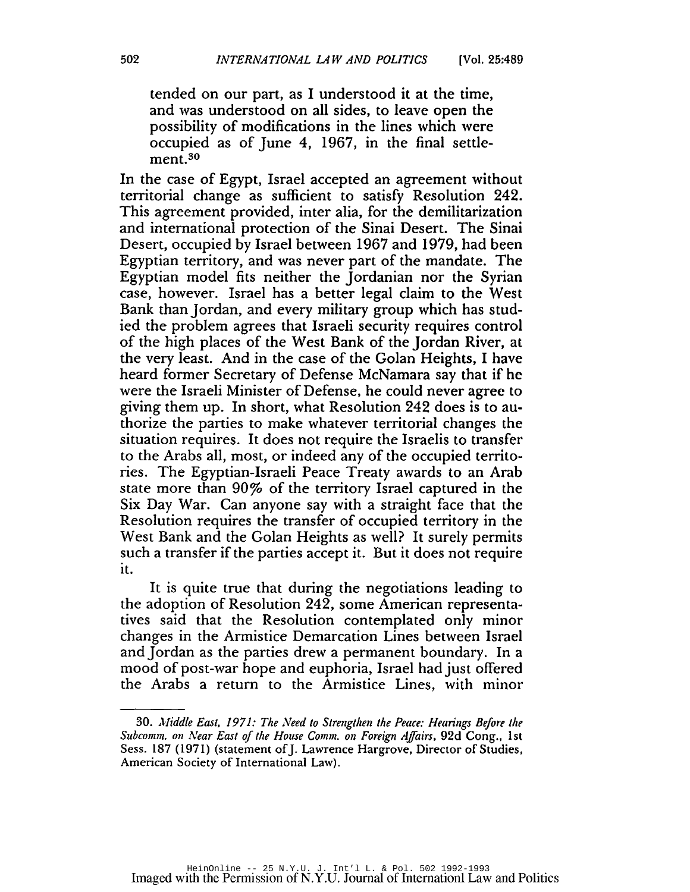> tended on our part, as I understood it at the time, and was understood on all sides, to leave open the possibility of modifications in the lines which were occupied as of June 4, 1967, in the final settlement.[30]

In the case of Egypt, Israel accepted an agreement without territorial change as sufficient to satisfy Resolution 242. This agreement provided, inter alia, for the demilitarization and international protection of the Sinai Desert. The Sinai Desert, occupied by Israel between 1967 and 1979, had been Egyptian territory, and was never part of the mandate. The Egyptian model fits neither the Jordanian nor the Syrian case, however. Israel has a better legal claim to the West Bank than Jordan, and every military group which has studied the problem agrees that Israeli security requires control of the high places of the West Bank of the Jordan River, at the very least. And in the case of the Golan Heights, I have heard former Secretary of Defense McNamara say that if he were the Israeli Minister of Defense, he could never agree to giving them up. In short, what Resolution 242 does is to authorize the parties to make whatever territorial changes the situation requires. It does not require the Israelis to transfer to the Arabs all, most, or indeed any of the occupied territories. The Egyptian-Israeli Peace Treaty awards to an Arab state more than 90% of the territory Israel captured in the Six Day War. Can anyone say with a straight face that the Resolution requires the transfer of occupied territory in the West Bank and the Golan Heights as well? It surely permits such a transfer if the parties accept it. But it does not require it.

It is quite true that during the negotiations leading to the adoption of Resolution 242, some American representatives said that the Resolution contemplated only minor changes in the Armistice Demarcation Lines between Israel and Jordan as the parties drew a permanent boundary. In a mood of post-war hope and euphoria, Israel had just offered the Arabs a return to the Armistice Lines, with minor

---

30. *Middle East, 1971: The Need to Strengthen the Peace: Hearings Before the Subcomm. on Near East of the House Comm. on Foreign Affairs*, 92d Cong., 1st Sess. 187 (1971) (statement of J. Lawrence Hargrove, Director of Studies, American Society of International Law).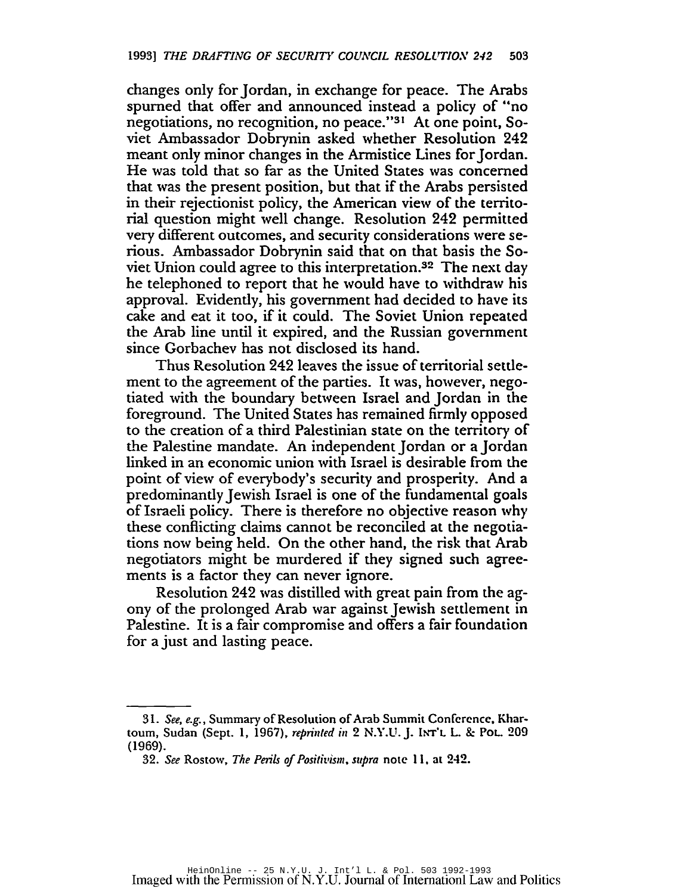changes only for Jordan, in exchange for peace. The Arabs spurned that offer and announced instead a policy of "no negotiations, no recognition, no peace."[31] At one point, Soviet Ambassador Dobrynin asked whether Resolution 242 meant only minor changes in the Armistice Lines for Jordan. He was told that so far as the United States was concerned that was the present position, but that if the Arabs persisted in their rejectionist policy, the American view of the territorial question might well change. Resolution 242 permitted very different outcomes, and security considerations were serious. Ambassador Dobrynin said that on that basis the Soviet Union could agree to this interpretation.[32] The next day he telephoned to report that he would have to withdraw his approval. Evidently, his government had decided to have its cake and eat it too, if it could. The Soviet Union repeated the Arab line until it expired, and the Russian government since Gorbachev has not disclosed its hand.

Thus Resolution 242 leaves the issue of territorial settlement to the agreement of the parties. It was, however, negotiated with the boundary between Israel and Jordan in the foreground. The United States has remained firmly opposed to the creation of a third Palestinian state on the territory of the Palestine mandate. An independent Jordan or a Jordan linked in an economic union with Israel is desirable from the point of view of everybody's security and prosperity. And a predominantly Jewish Israel is one of the fundamental goals of Israeli policy. There is therefore no objective reason why these conflicting claims cannot be reconciled at the negotiations now being held. On the other hand, the risk that Arab negotiators might be murdered if they signed such agreements is a factor they can never ignore.

Resolution 242 was distilled with great pain from the agony of the prolonged Arab war against Jewish settlement in Palestine. It is a fair compromise and offers a fair foundation for a just and lasting peace.

---

31. *See, e.g.*, Summary of Resolution of Arab Summit Conference, Khartoum, Sudan (Sept. 1, 1967), *reprinted in* 2 N.Y.U. J. Int'l L. & Pol. 209 (1969).

32. *See* Rostow, *The Perils of Positivism*, *supra* note 11, at 242.